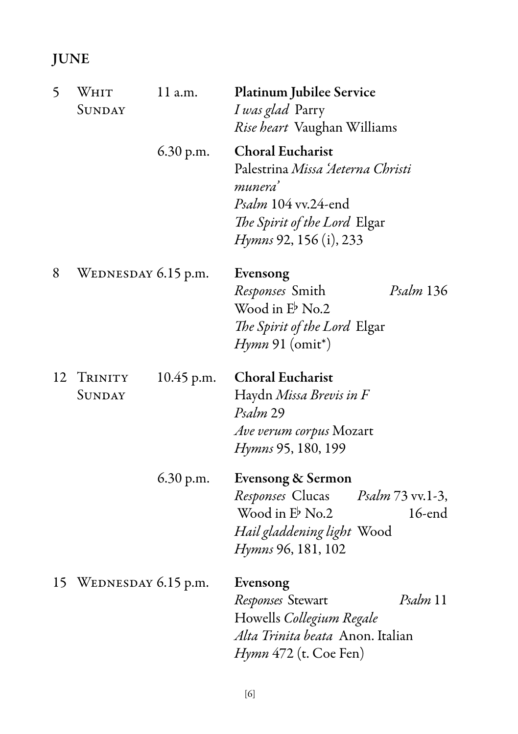## JUNE

| | | | |
|---|---|---|---|
| 5 | Whit Sunday | 11 a.m. | **Platinum Jubilee Service**<br>*I was glad* Parry<br>*Rise heart* Vaughan Williams |
| | | 6.30 p.m. | **Choral Eucharist**<br>Palestrina *Missa 'Aeterna Christi munera'*<br>*Psalm* 104 vv.24-end<br>*The Spirit of the Lord* Elgar<br>*Hymns* 92, 156 (i), 233 |
| 8 | Wednesday | 6.15 p.m. | **Evensong**<br>*Responses* Smith *Psalm* 136<br>Wood in E♭ No.2<br>*The Spirit of the Lord* Elgar<br>*Hymn* 91 (omit*) |
| 12 | Trinity Sunday | 10.45 p.m. | **Choral Eucharist**<br>Haydn *Missa Brevis in F*<br>*Psalm* 29<br>*Ave verum corpus* Mozart<br>*Hymns* 95, 180, 199 |
| | | 6.30 p.m. | **Evensong & Sermon**<br>*Responses* Clucas *Psalm* 73 vv.1-3, 16-end<br>Wood in E♭ No.2<br>*Hail gladdening light* Wood<br>*Hymns* 96, 181, 102 |
| 15 | Wednesday | 6.15 p.m. | **Evensong**<br>*Responses* Stewart *Psalm* 11<br>Howells *Collegium Regale*<br>*Alta Trinita beata* Anon. Italian<br>*Hymn* 472 (t. Coe Fen) |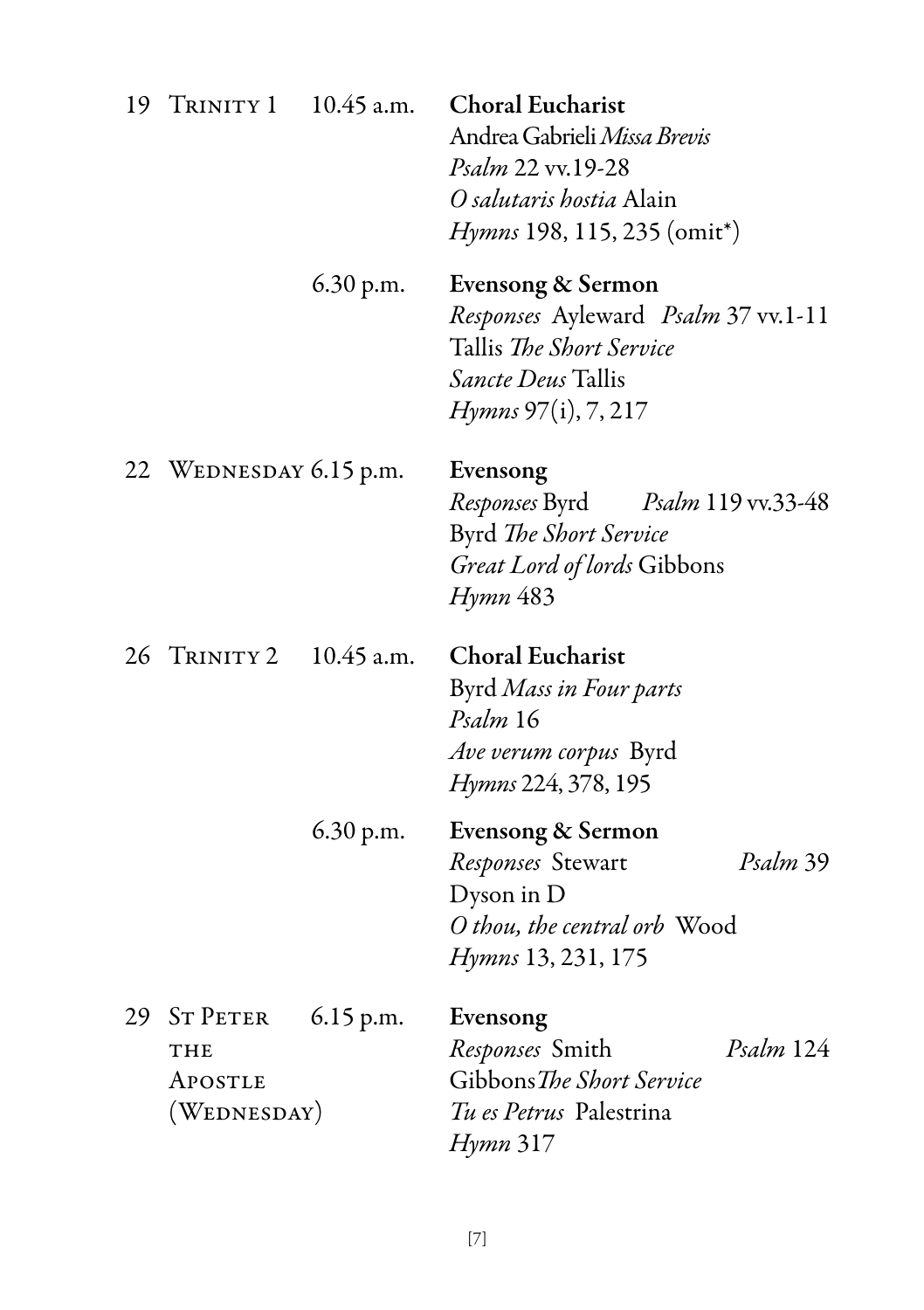| | | | |
|---|---|---|---|
| 19 | Trinity 1 | 10.45 a.m. | **Choral Eucharist**<br>Andrea Gabrieli *Missa Brevis*<br>*Psalm* 22 vv.19-28<br>*O salutaris hostia* Alain<br>*Hymns* 198, 115, 235 (omit*) |
| | | 6.30 p.m. | **Evensong & Sermon**<br>*Responses* Ayleward *Psalm* 37 vv.1-11<br>Tallis *The Short Service*<br>*Sancte Deus* Tallis<br>*Hymns* 97(i), 7, 217 |
| 22 | Wednesday | 6.15 p.m. | **Evensong**<br>*Responses* Byrd *Psalm* 119 vv.33-48<br>Byrd *The Short Service*<br>*Great Lord of lords* Gibbons<br>*Hymn* 483 |
| 26 | Trinity 2 | 10.45 a.m. | **Choral Eucharist**<br>Byrd *Mass in Four parts*<br>*Psalm* 16<br>*Ave verum corpus* Byrd<br>*Hymns* 224, 378, 195 |
| | | 6.30 p.m. | **Evensong & Sermon**<br>*Responses* Stewart *Psalm* 39<br>Dyson in D<br>*O thou, the central orb* Wood<br>*Hymns* 13, 231, 175 |
| 29 | St Peter the Apostle (Wednesday) | 6.15 p.m. | **Evensong**<br>*Responses* Smith *Psalm* 124<br>Gibbons *The Short Service*<br>*Tu es Petrus* Palestrina<br>*Hymn* 317 |